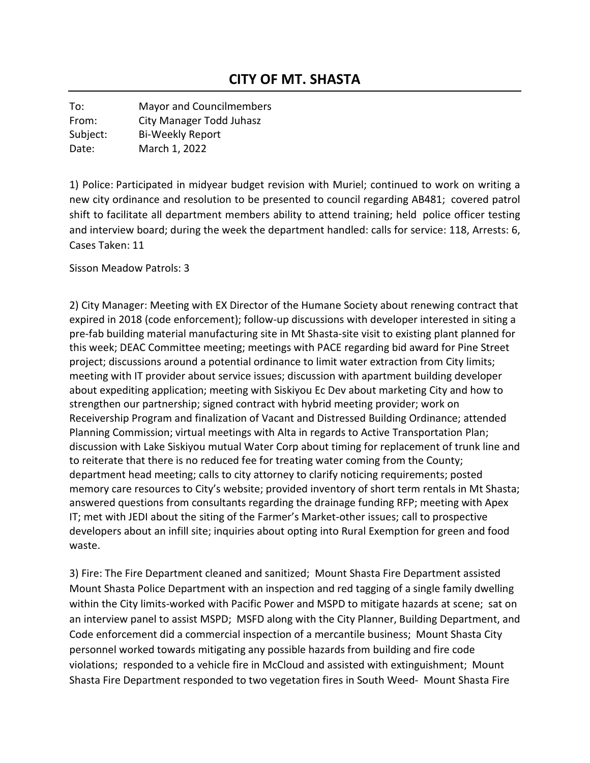# CITY OF MT. SHASTA

To: Mayor and Councilmembers
From: City Manager Todd Juhasz
Subject: Bi-Weekly Report
Date: March 1, 2022

1) Police: Participated in midyear budget revision with Muriel; continued to work on writing a new city ordinance and resolution to be presented to council regarding AB481; covered patrol shift to facilitate all department members ability to attend training; held police officer testing and interview board; during the week the department handled: calls for service: 118, Arrests: 6, Cases Taken: 11

Sisson Meadow Patrols: 3

2) City Manager: Meeting with EX Director of the Humane Society about renewing contract that expired in 2018 (code enforcement); follow-up discussions with developer interested in siting a pre-fab building material manufacturing site in Mt Shasta-site visit to existing plant planned for this week; DEAC Committee meeting; meetings with PACE regarding bid award for Pine Street project; discussions around a potential ordinance to limit water extraction from City limits; meeting with IT provider about service issues; discussion with apartment building developer about expediting application; meeting with Siskiyou Ec Dev about marketing City and how to strengthen our partnership; signed contract with hybrid meeting provider; work on Receivership Program and finalization of Vacant and Distressed Building Ordinance; attended Planning Commission; virtual meetings with Alta in regards to Active Transportation Plan; discussion with Lake Siskiyou mutual Water Corp about timing for replacement of trunk line and to reiterate that there is no reduced fee for treating water coming from the County; department head meeting; calls to city attorney to clarify noticing requirements; posted memory care resources to City's website; provided inventory of short term rentals in Mt Shasta; answered questions from consultants regarding the drainage funding RFP; meeting with Apex IT; met with JEDI about the siting of the Farmer's Market-other issues; call to prospective developers about an infill site; inquiries about opting into Rural Exemption for green and food waste.

3) Fire: The Fire Department cleaned and sanitized; Mount Shasta Fire Department assisted Mount Shasta Police Department with an inspection and red tagging of a single family dwelling within the City limits-worked with Pacific Power and MSPD to mitigate hazards at scene; sat on an interview panel to assist MSPD; MSFD along with the City Planner, Building Department, and Code enforcement did a commercial inspection of a mercantile business; Mount Shasta City personnel worked towards mitigating any possible hazards from building and fire code violations; responded to a vehicle fire in McCloud and assisted with extinguishment; Mount Shasta Fire Department responded to two vegetation fires in South Weed- Mount Shasta Fire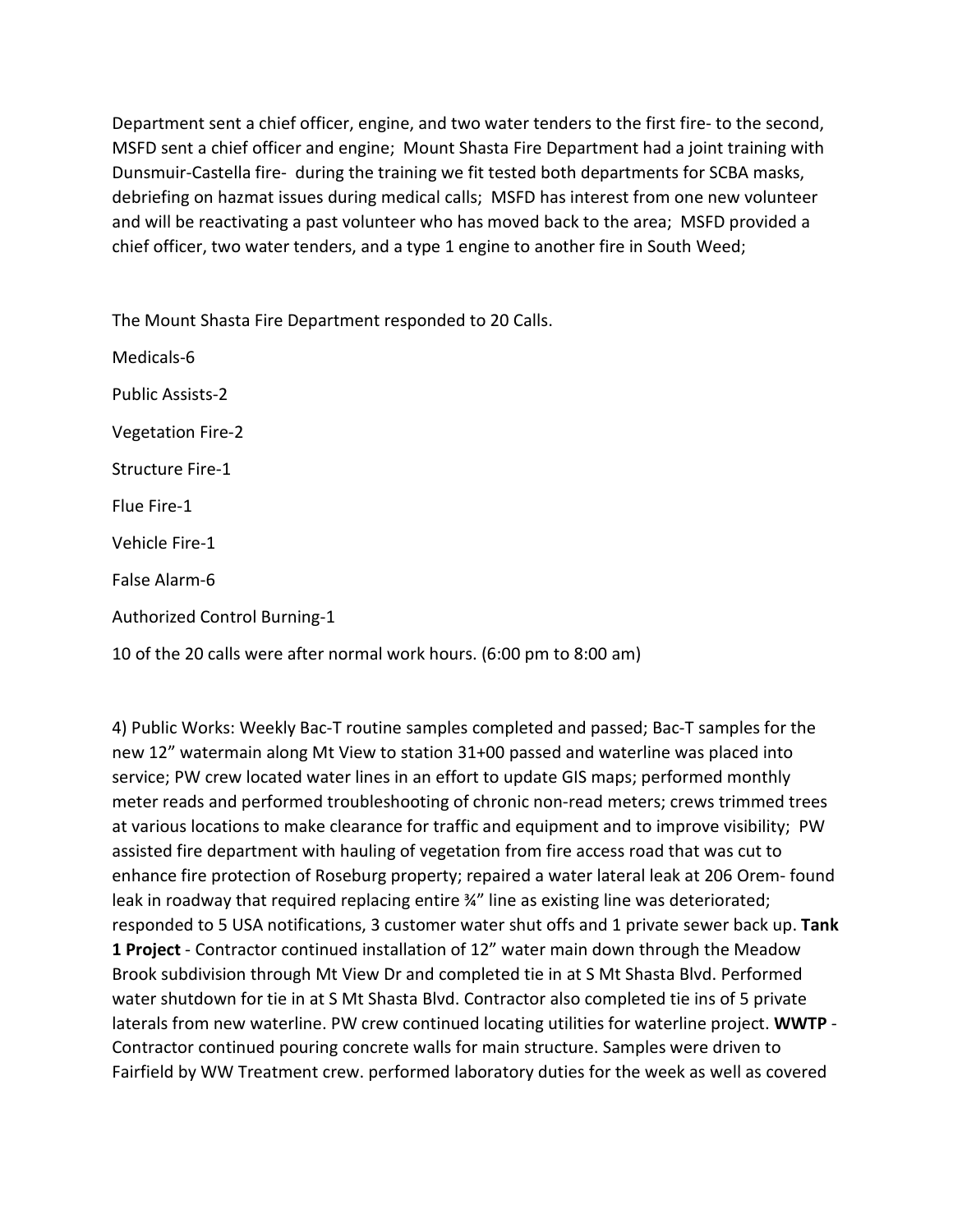Department sent a chief officer, engine, and two water tenders to the first fire- to the second, MSFD sent a chief officer and engine; Mount Shasta Fire Department had a joint training with Dunsmuir-Castella fire- during the training we fit tested both departments for SCBA masks, debriefing on hazmat issues during medical calls; MSFD has interest from one new volunteer and will be reactivating a past volunteer who has moved back to the area; MSFD provided a chief officer, two water tenders, and a type 1 engine to another fire in South Weed;

The Mount Shasta Fire Department responded to 20 Calls.

Medicals-6

Public Assists-2

Vegetation Fire-2

Structure Fire-1

Flue Fire-1

Vehicle Fire-1

False Alarm-6

Authorized Control Burning-1

10 of the 20 calls were after normal work hours. (6:00 pm to 8:00 am)

4) Public Works: Weekly Bac-T routine samples completed and passed; Bac-T samples for the new 12" watermain along Mt View to station 31+00 passed and waterline was placed into service; PW crew located water lines in an effort to update GIS maps; performed monthly meter reads and performed troubleshooting of chronic non-read meters; crews trimmed trees at various locations to make clearance for traffic and equipment and to improve visibility; PW assisted fire department with hauling of vegetation from fire access road that was cut to enhance fire protection of Roseburg property; repaired a water lateral leak at 206 Orem- found leak in roadway that required replacing entire ¾" line as existing line was deteriorated; responded to 5 USA notifications, 3 customer water shut offs and 1 private sewer back up. **Tank 1 Project** - Contractor continued installation of 12" water main down through the Meadow Brook subdivision through Mt View Dr and completed tie in at S Mt Shasta Blvd. Performed water shutdown for tie in at S Mt Shasta Blvd. Contractor also completed tie ins of 5 private laterals from new waterline. PW crew continued locating utilities for waterline project. **WWTP** - Contractor continued pouring concrete walls for main structure. Samples were driven to Fairfield by WW Treatment crew. performed laboratory duties for the week as well as covered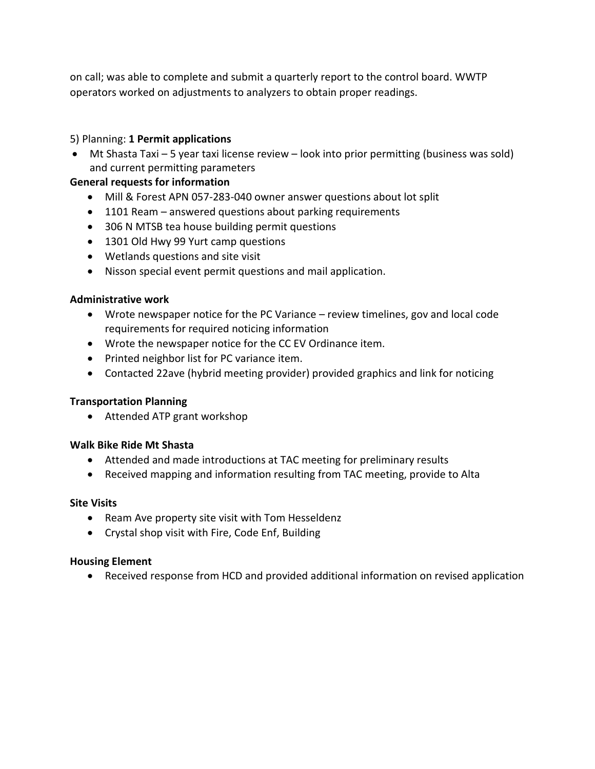on call; was able to complete and submit a quarterly report to the control board. WWTP operators worked on adjustments to analyzers to obtain proper readings.

5) Planning: **1 Permit applications**

- Mt Shasta Taxi – 5 year taxi license review – look into prior permitting (business was sold) and current permitting parameters

**General requests for information**

- Mill & Forest APN 057-283-040 owner answer questions about lot split
- 1101 Ream – answered questions about parking requirements
- 306 N MTSB tea house building permit questions
- 1301 Old Hwy 99 Yurt camp questions
- Wetlands questions and site visit
- Nisson special event permit questions and mail application.

**Administrative work**

- Wrote newspaper notice for the PC Variance – review timelines, gov and local code requirements for required noticing information
- Wrote the newspaper notice for the CC EV Ordinance item.
- Printed neighbor list for PC variance item.
- Contacted 22ave (hybrid meeting provider) provided graphics and link for noticing

**Transportation Planning**

- Attended ATP grant workshop

**Walk Bike Ride Mt Shasta**

- Attended and made introductions at TAC meeting for preliminary results
- Received mapping and information resulting from TAC meeting, provide to Alta

**Site Visits**

- Ream Ave property site visit with Tom Hesseldenz
- Crystal shop visit with Fire, Code Enf, Building

**Housing Element**

- Received response from HCD and provided additional information on revised application